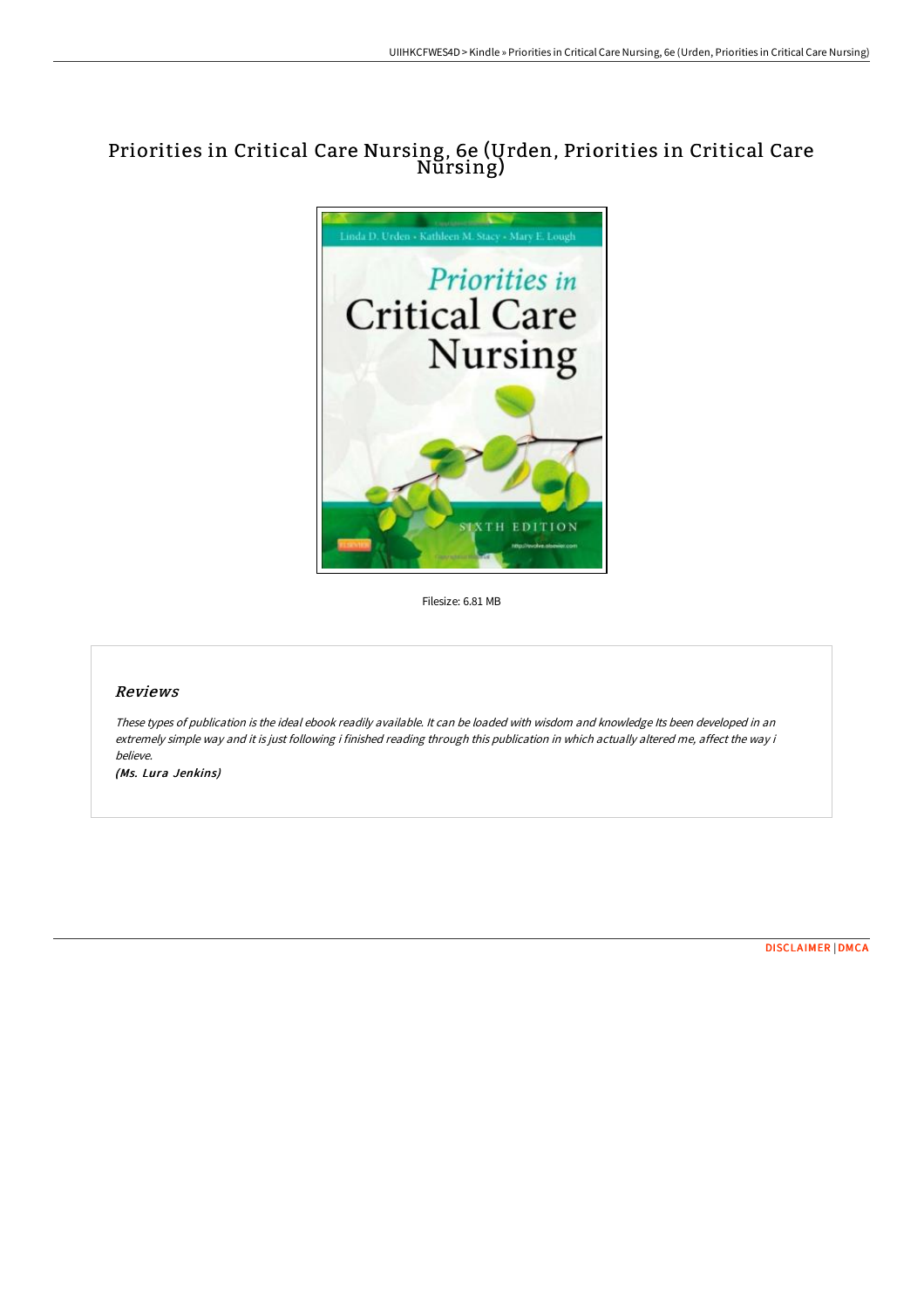# Priorities in Critical Care Nursing, 6e (Urden, Priorities in Critical Care Nursing)

Filesize: 6.81 MB

## Reviews

*These types of publication is the ideal ebook readily available. It can be loaded with wisdom and knowledge Its been developed in an extremely simple way and it is just following i finished reading through this publication in which actually altered me, affect the way i believe.*

*(Ms. Lura Jenkins)*

DISCLAIMER | DMCA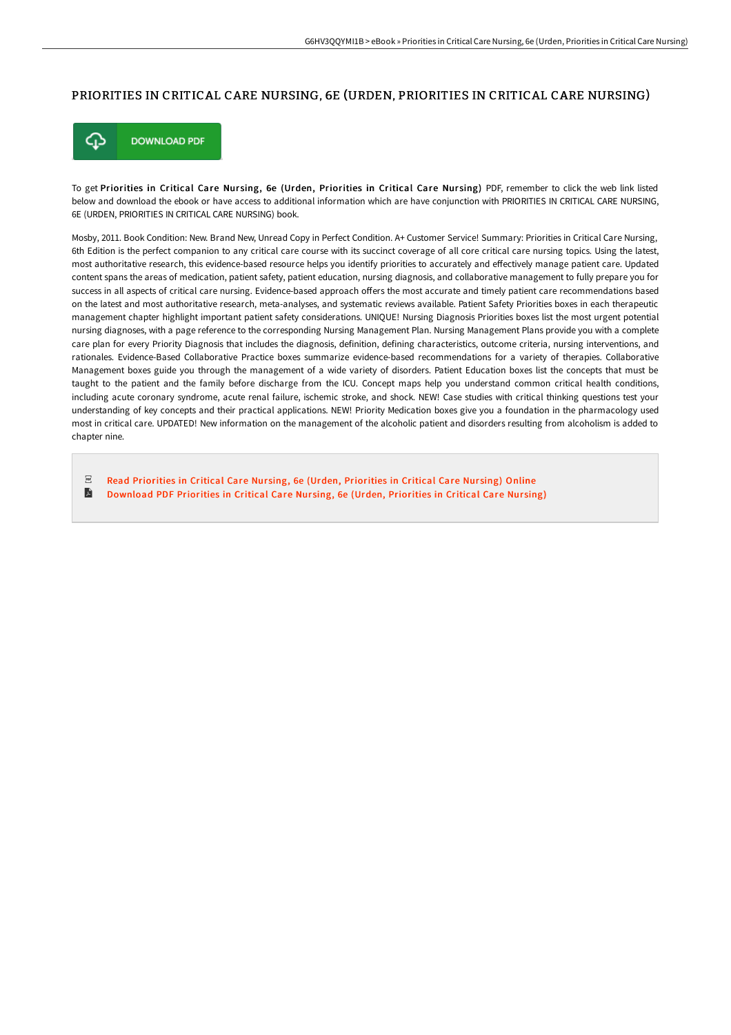# PRIORITIES IN CRITICAL CARE NURSING, 6E (URDEN, PRIORITIES IN CRITICAL CARE NURSING)

**DOWNLOAD PDF**

To get **Priorities in Critical Care Nursing, 6e (Urden, Priorities in Critical Care Nursing)** PDF, remember to click the web link listed below and download the ebook or have access to additional information which are have conjunction with PRIORITIES IN CRITICAL CARE NURSING, 6E (URDEN, PRIORITIES IN CRITICAL CARE NURSING) book.

Mosby, 2011. Book Condition: New. Brand New, Unread Copy in Perfect Condition. A+ Customer Service! Summary: Priorities in Critical Care Nursing, 6th Edition is the perfect companion to any critical care course with its succinct coverage of all core critical care nursing topics. Using the latest, most authoritative research, this evidence-based resource helps you identify priorities to accurately and effectively manage patient care. Updated content spans the areas of medication, patient safety, patient education, nursing diagnosis, and collaborative management to fully prepare you for success in all aspects of critical care nursing. Evidence-based approach offers the most accurate and timely patient care recommendations based on the latest and most authoritative research, meta-analyses, and systematic reviews available. Patient Safety Priorities boxes in each therapeutic management chapter highlight important patient safety considerations. UNIQUE! Nursing Diagnosis Priorities boxes list the most urgent potential nursing diagnoses, with a page reference to the corresponding Nursing Management Plan. Nursing Management Plans provide you with a complete care plan for every Priority Diagnosis that includes the diagnosis, definition, defining characteristics, outcome criteria, nursing interventions, and rationales. Evidence-Based Collaborative Practice boxes summarize evidence-based recommendations for a variety of therapies. Collaborative Management boxes guide you through the management of a wide variety of disorders. Patient Education boxes list the concepts that must be taught to the patient and the family before discharge from the ICU. Concept maps help you understand common critical health conditions, including acute coronary syndrome, acute renal failure, ischemic stroke, and shock. NEW! Case studies with critical thinking questions test your understanding of key concepts and their practical applications. NEW! Priority Medication boxes give you a foundation in the pharmacology used most in critical care. UPDATED! New information on the management of the alcoholic patient and disorders resulting from alcoholism is added to chapter nine.

- Read Priorities in Critical Care Nursing, 6e (Urden, Priorities in Critical Care Nursing) Online
- Download PDF Priorities in Critical Care Nursing, 6e (Urden, Priorities in Critical Care Nursing)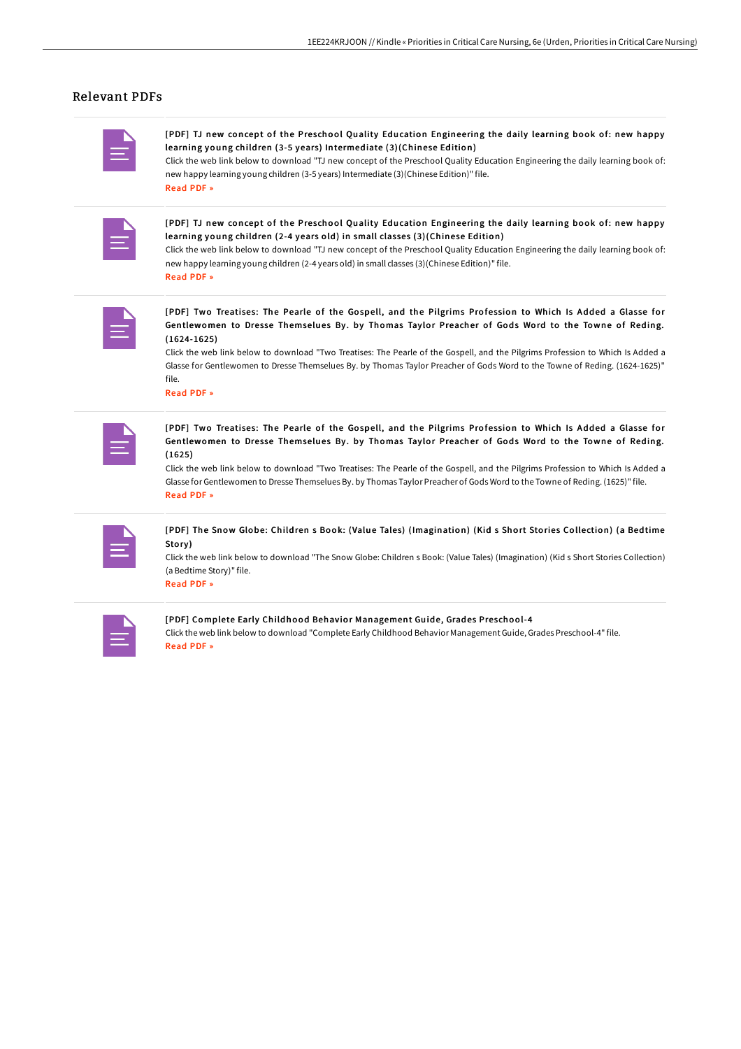## Relevant PDFs

**[PDF] TJ new concept of the Preschool Quality Education Engineering the daily learning book of: new happy learning young children (3-5 years) Intermediate (3)(Chinese Edition)**

Click the web link below to download "TJ new concept of the Preschool Quality Education Engineering the daily learning book of: new happy learning young children (3-5 years) Intermediate (3)(Chinese Edition)" file.

Read PDF »

**[PDF] TJ new concept of the Preschool Quality Education Engineering the daily learning book of: new happy learning young children (2-4 years old) in small classes (3)(Chinese Edition)**

Click the web link below to download "TJ new concept of the Preschool Quality Education Engineering the daily learning book of: new happy learning young children (2-4 years old) in small classes (3)(Chinese Edition)" file.

Read PDF »

**[PDF] Two Treatises: The Pearle of the Gospell, and the Pilgrims Profession to Which Is Added a Glasse for Gentlewomen to Dresse Themselues By. by Thomas Taylor Preacher of Gods Word to the Towne of Reding. (1624-1625)**

Click the web link below to download "Two Treatises: The Pearle of the Gospell, and the Pilgrims Profession to Which Is Added a Glasse for Gentlewomen to Dresse Themselues By. by Thomas Taylor Preacher of Gods Word to the Towne of Reding. (1624-1625)" file.

Read PDF »

**[PDF] Two Treatises: The Pearle of the Gospell, and the Pilgrims Profession to Which Is Added a Glasse for Gentlewomen to Dresse Themselues By. by Thomas Taylor Preacher of Gods Word to the Towne of Reding. (1625)**

Click the web link below to download "Two Treatises: The Pearle of the Gospell, and the Pilgrims Profession to Which Is Added a Glasse for Gentlewomen to Dresse Themselues By. by Thomas Taylor Preacher of Gods Word to the Towne of Reding. (1625)" file.

Read PDF »

**[PDF] The Snow Globe: Children s Book: (Value Tales) (Imagination) (Kid s Short Stories Collection) (a Bedtime Story)**

Click the web link below to download "The Snow Globe: Children s Book: (Value Tales) (Imagination) (Kid s Short Stories Collection) (a Bedtime Story)" file.

Read PDF »

**[PDF] Complete Early Childhood Behavior Management Guide, Grades Preschool-4**

Click the web link below to download "Complete Early Childhood Behavior Management Guide, Grades Preschool-4" file.

Read PDF »